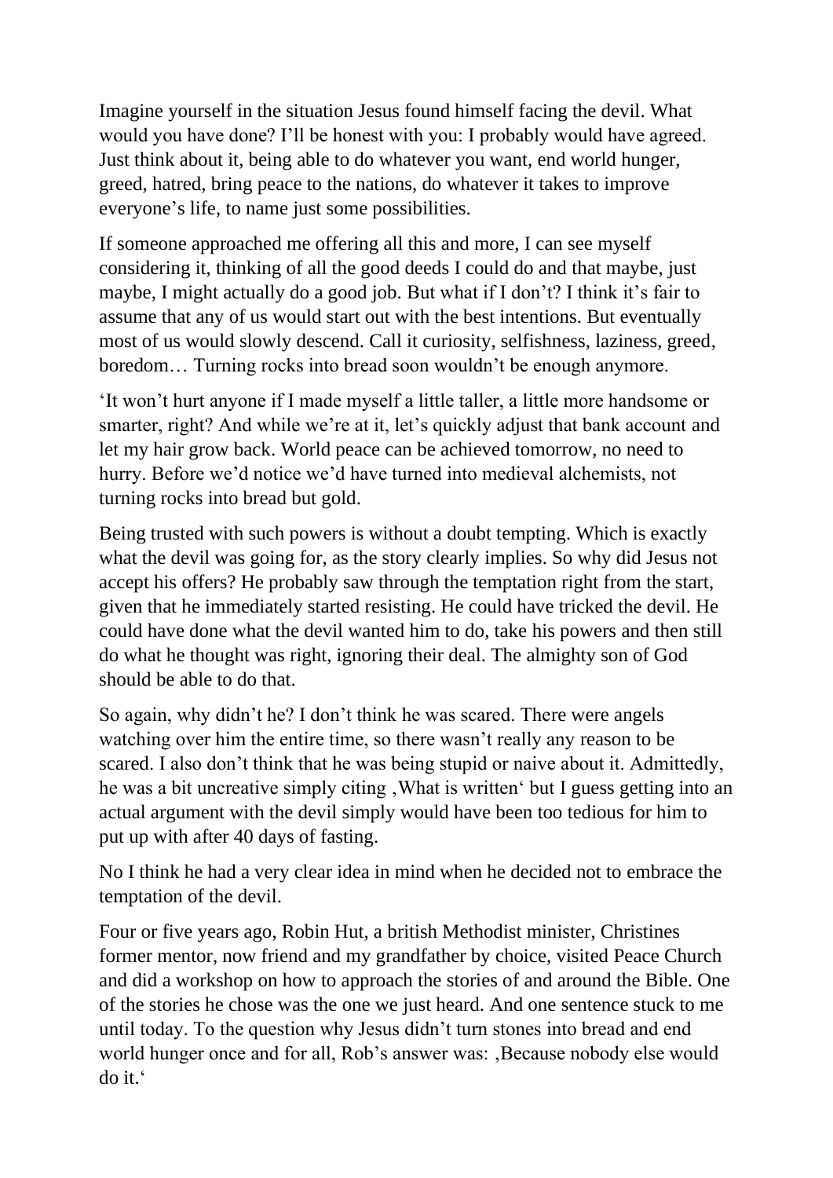Imagine yourself in the situation Jesus found himself facing the devil. What would you have done? I'll be honest with you: I probably would have agreed. Just think about it, being able to do whatever you want, end world hunger, greed, hatred, bring peace to the nations, do whatever it takes to improve everyone's life, to name just some possibilities.

If someone approached me offering all this and more, I can see myself considering it, thinking of all the good deeds I could do and that maybe, just maybe, I might actually do a good job. But what if I don't? I think it's fair to assume that any of us would start out with the best intentions. But eventually most of us would slowly descend. Call it curiosity, selfishness, laziness, greed, boredom… Turning rocks into bread soon wouldn't be enough anymore.

'It won't hurt anyone if I made myself a little taller, a little more handsome or smarter, right? And while we're at it, let's quickly adjust that bank account and let my hair grow back. World peace can be achieved tomorrow, no need to hurry. Before we'd notice we'd have turned into medieval alchemists, not turning rocks into bread but gold.

Being trusted with such powers is without a doubt tempting. Which is exactly what the devil was going for, as the story clearly implies. So why did Jesus not accept his offers? He probably saw through the temptation right from the start, given that he immediately started resisting. He could have tricked the devil. He could have done what the devil wanted him to do, take his powers and then still do what he thought was right, ignoring their deal. The almighty son of God should be able to do that.

So again, why didn't he? I don't think he was scared. There were angels watching over him the entire time, so there wasn't really any reason to be scared. I also don't think that he was being stupid or naive about it. Admittedly, he was a bit uncreative simply citing ‚What is written' but I guess getting into an actual argument with the devil simply would have been too tedious for him to put up with after 40 days of fasting.

No I think he had a very clear idea in mind when he decided not to embrace the temptation of the devil.

Four or five years ago, Robin Hut, a british Methodist minister, Christines former mentor, now friend and my grandfather by choice, visited Peace Church and did a workshop on how to approach the stories of and around the Bible. One of the stories he chose was the one we just heard. And one sentence stuck to me until today. To the question why Jesus didn't turn stones into bread and end world hunger once and for all, Rob's answer was: ‚Because nobody else would do it.'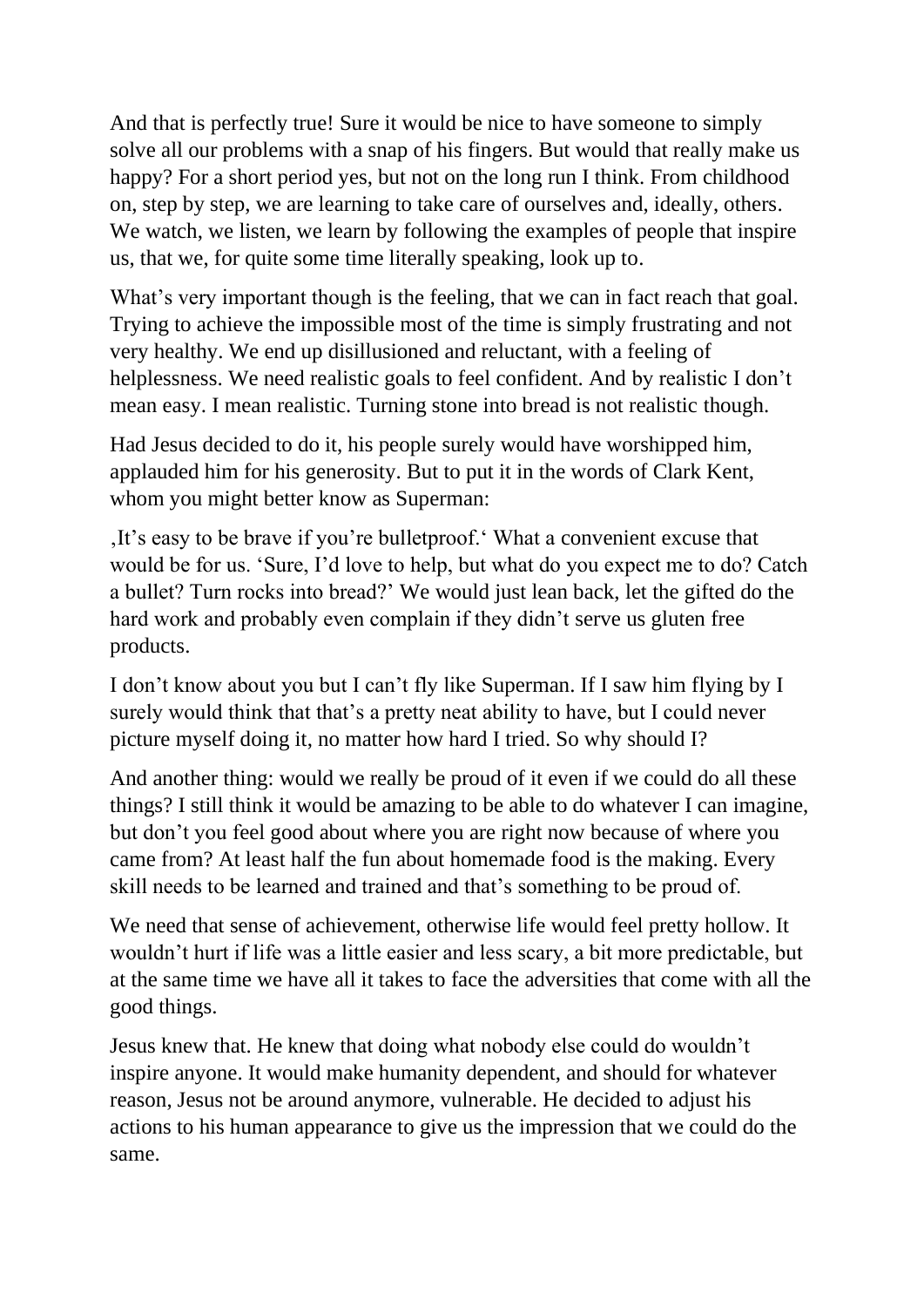And that is perfectly true! Sure it would be nice to have someone to simply solve all our problems with a snap of his fingers. But would that really make us happy? For a short period yes, but not on the long run I think. From childhood on, step by step, we are learning to take care of ourselves and, ideally, others. We watch, we listen, we learn by following the examples of people that inspire us, that we, for quite some time literally speaking, look up to.

What's very important though is the feeling, that we can in fact reach that goal. Trying to achieve the impossible most of the time is simply frustrating and not very healthy. We end up disillusioned and reluctant, with a feeling of helplessness. We need realistic goals to feel confident. And by realistic I don't mean easy. I mean realistic. Turning stone into bread is not realistic though.

Had Jesus decided to do it, his people surely would have worshipped him, applauded him for his generosity. But to put it in the words of Clark Kent, whom you might better know as Superman:

‚It's easy to be brave if you're bulletproof.' What a convenient excuse that would be for us. 'Sure, I'd love to help, but what do you expect me to do? Catch a bullet? Turn rocks into bread?' We would just lean back, let the gifted do the hard work and probably even complain if they didn't serve us gluten free products.

I don't know about you but I can't fly like Superman. If I saw him flying by I surely would think that that's a pretty neat ability to have, but I could never picture myself doing it, no matter how hard I tried. So why should I?

And another thing: would we really be proud of it even if we could do all these things? I still think it would be amazing to be able to do whatever I can imagine, but don't you feel good about where you are right now because of where you came from? At least half the fun about homemade food is the making. Every skill needs to be learned and trained and that's something to be proud of.

We need that sense of achievement, otherwise life would feel pretty hollow. It wouldn't hurt if life was a little easier and less scary, a bit more predictable, but at the same time we have all it takes to face the adversities that come with all the good things.

Jesus knew that. He knew that doing what nobody else could do wouldn't inspire anyone. It would make humanity dependent, and should for whatever reason, Jesus not be around anymore, vulnerable. He decided to adjust his actions to his human appearance to give us the impression that we could do the same.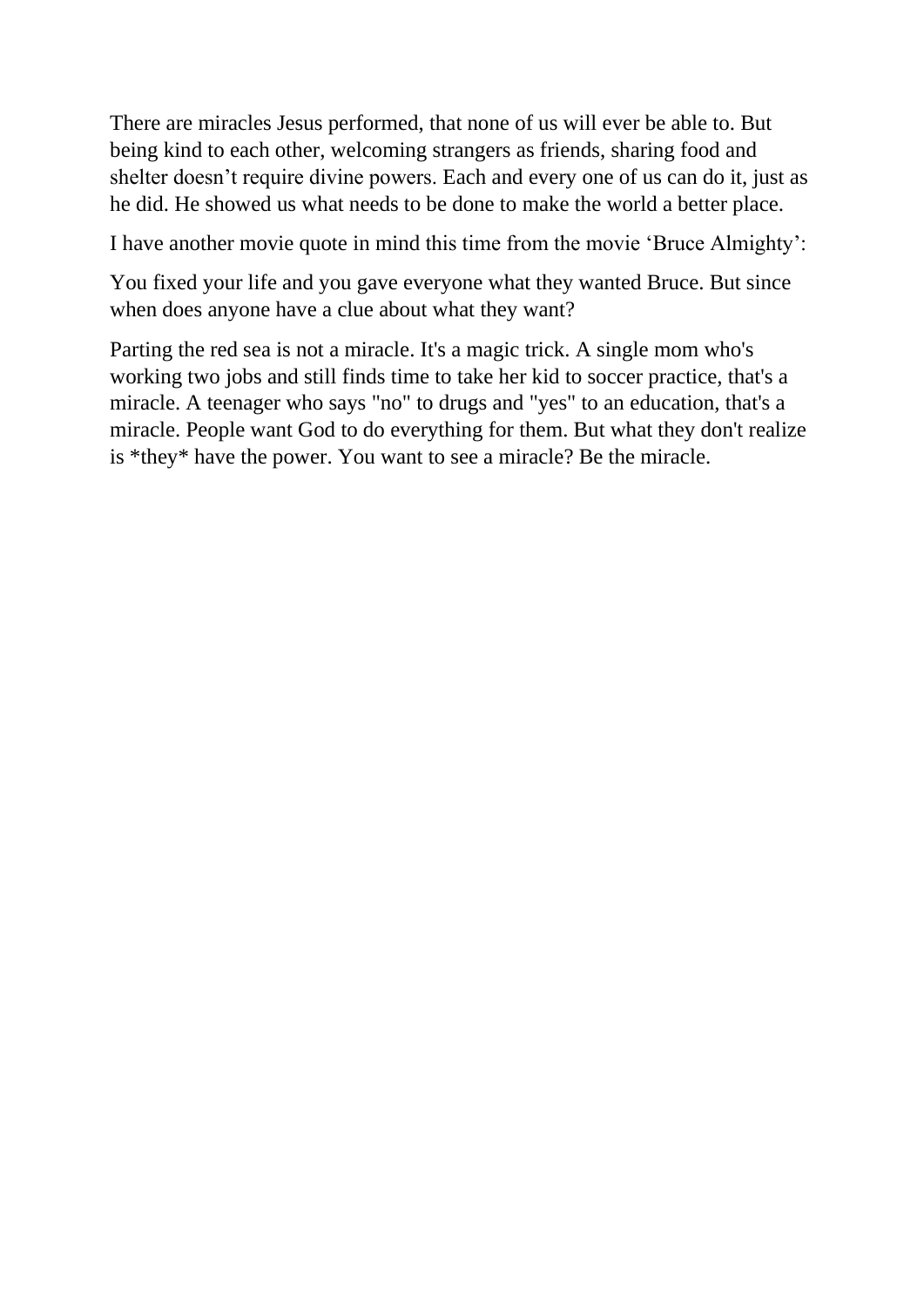There are miracles Jesus performed, that none of us will ever be able to. But being kind to each other, welcoming strangers as friends, sharing food and shelter doesn't require divine powers. Each and every one of us can do it, just as he did. He showed us what needs to be done to make the world a better place.

I have another movie quote in mind this time from the movie 'Bruce Almighty':

You fixed your life and you gave everyone what they wanted Bruce. But since when does anyone have a clue about what they want?

Parting the red sea is not a miracle. It's a magic trick. A single mom who's working two jobs and still finds time to take her kid to soccer practice, that's a miracle. A teenager who says "no" to drugs and "yes" to an education, that's a miracle. People want God to do everything for them. But what they don't realize is *they* have the power. You want to see a miracle? Be the miracle.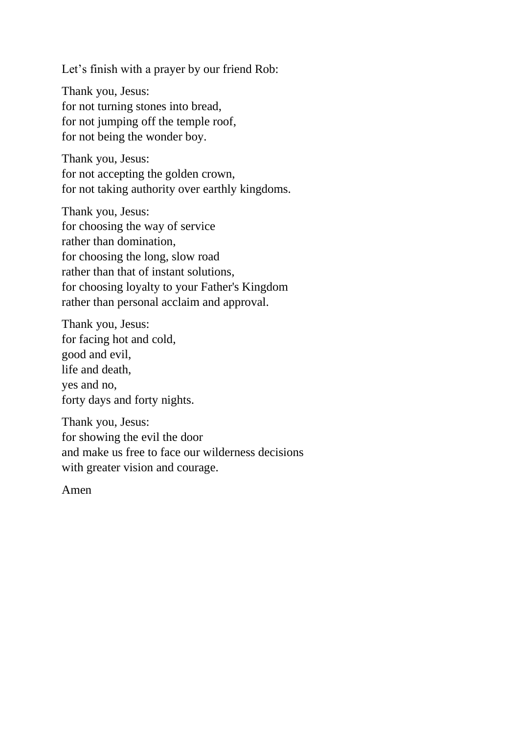Let’s finish with a prayer by our friend Rob:

Thank you, Jesus:  
for not turning stones into bread,  
for not jumping off the temple roof,  
for not being the wonder boy.

Thank you, Jesus:  
for not accepting the golden crown,  
for not taking authority over earthly kingdoms.

Thank you, Jesus:  
for choosing the way of service  
rather than domination,  
for choosing the long, slow road  
rather than that of instant solutions,  
for choosing loyalty to your Father's Kingdom  
rather than personal acclaim and approval.

Thank you, Jesus:  
for facing hot and cold,  
good and evil,  
life and death,  
yes and no,  
forty days and forty nights.

Thank you, Jesus:  
for showing the evil the door  
and make us free to face our wilderness decisions  
with greater vision and courage.

Amen